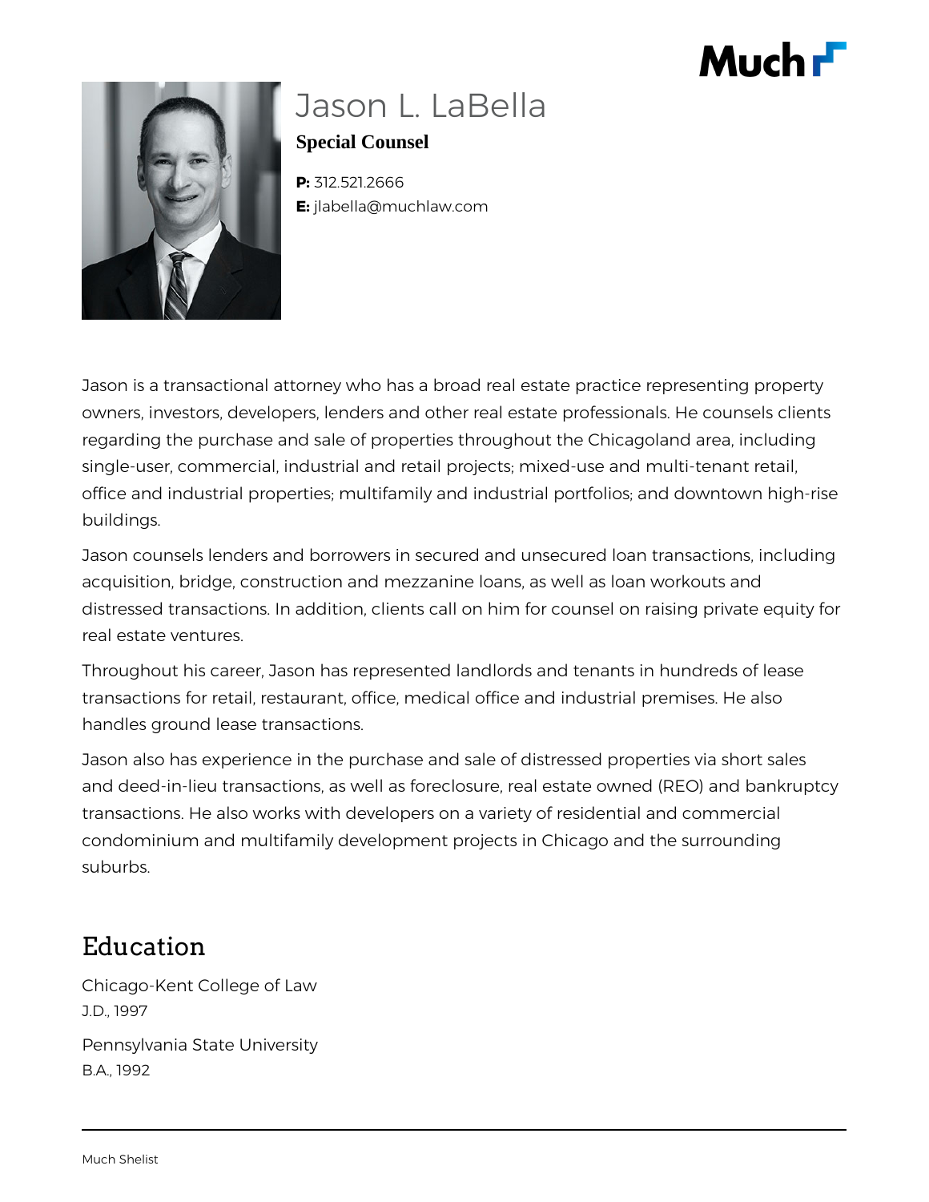# Jason L. LaBella

**Special Counsel**

**P:** 312.521.2666
**E:** jlabella@muchlaw.com

Jason is a transactional attorney who has a broad real estate practice representing property owners, investors, developers, lenders and other real estate professionals. He counsels clients regarding the purchase and sale of properties throughout the Chicagoland area, including single-user, commercial, industrial and retail projects; mixed-use and multi-tenant retail, office and industrial properties; multifamily and industrial portfolios; and downtown high-rise buildings.

Jason counsels lenders and borrowers in secured and unsecured loan transactions, including acquisition, bridge, construction and mezzanine loans, as well as loan workouts and distressed transactions. In addition, clients call on him for counsel on raising private equity for real estate ventures.

Throughout his career, Jason has represented landlords and tenants in hundreds of lease transactions for retail, restaurant, office, medical office and industrial premises. He also handles ground lease transactions.

Jason also has experience in the purchase and sale of distressed properties via short sales and deed-in-lieu transactions, as well as foreclosure, real estate owned (REO) and bankruptcy transactions. He also works with developers on a variety of residential and commercial condominium and multifamily development projects in Chicago and the surrounding suburbs.

## Education

Chicago-Kent College of Law
J.D., 1997

Pennsylvania State University
B.A., 1992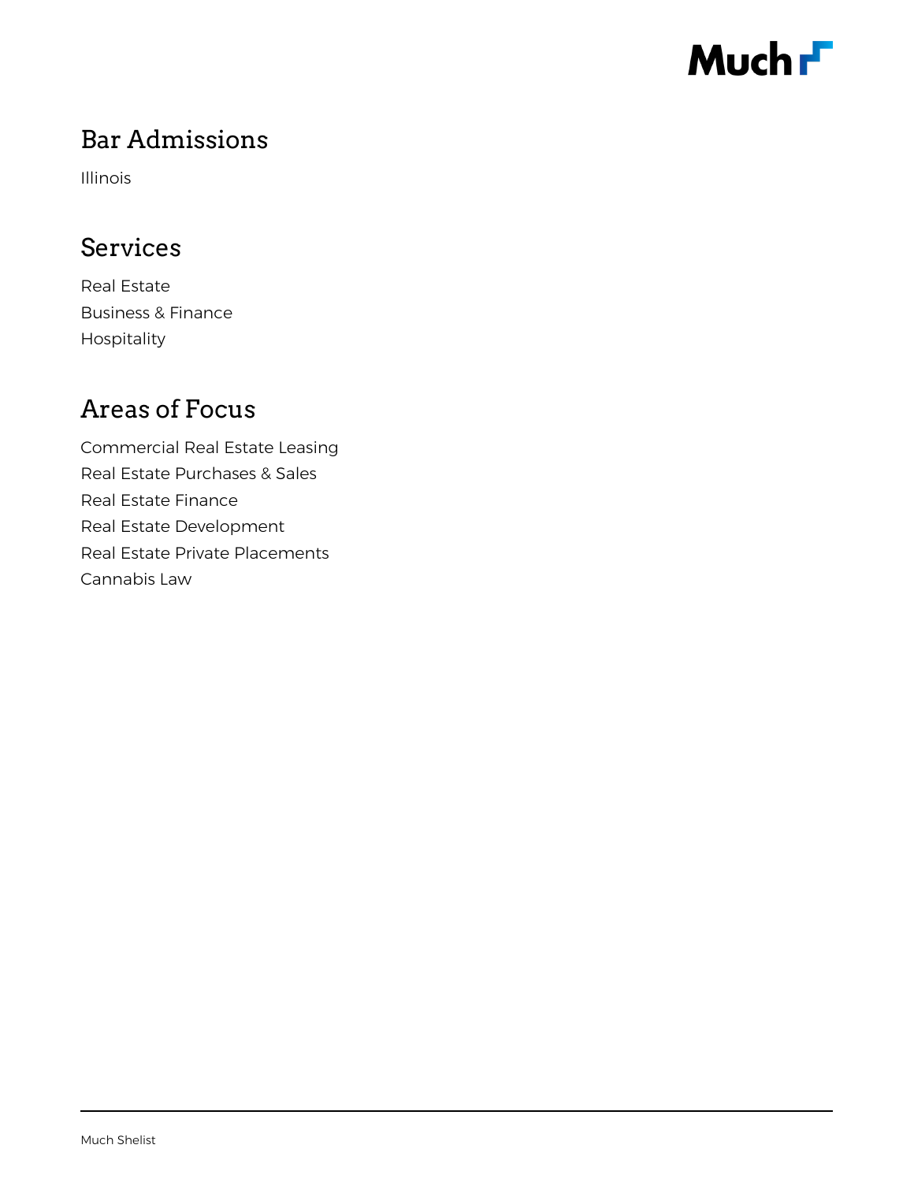## Bar Admissions

Illinois

## Services

Real Estate
Business & Finance
Hospitality

## Areas of Focus

Commercial Real Estate Leasing
Real Estate Purchases & Sales
Real Estate Finance
Real Estate Development
Real Estate Private Placements
Cannabis Law